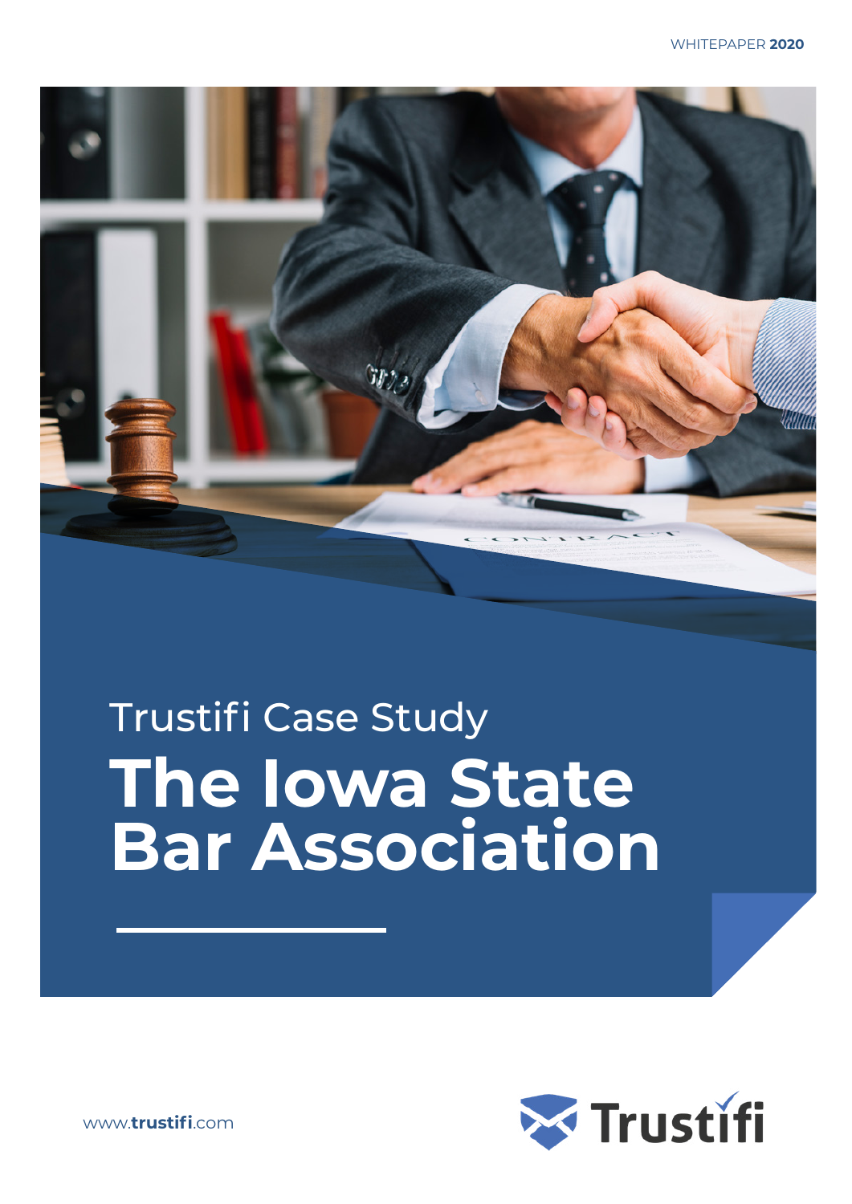WHITEPAPER **2020**

Trustifi Case Study

# The Iowa State Bar Association

www.**trustifi**.com

Trustifi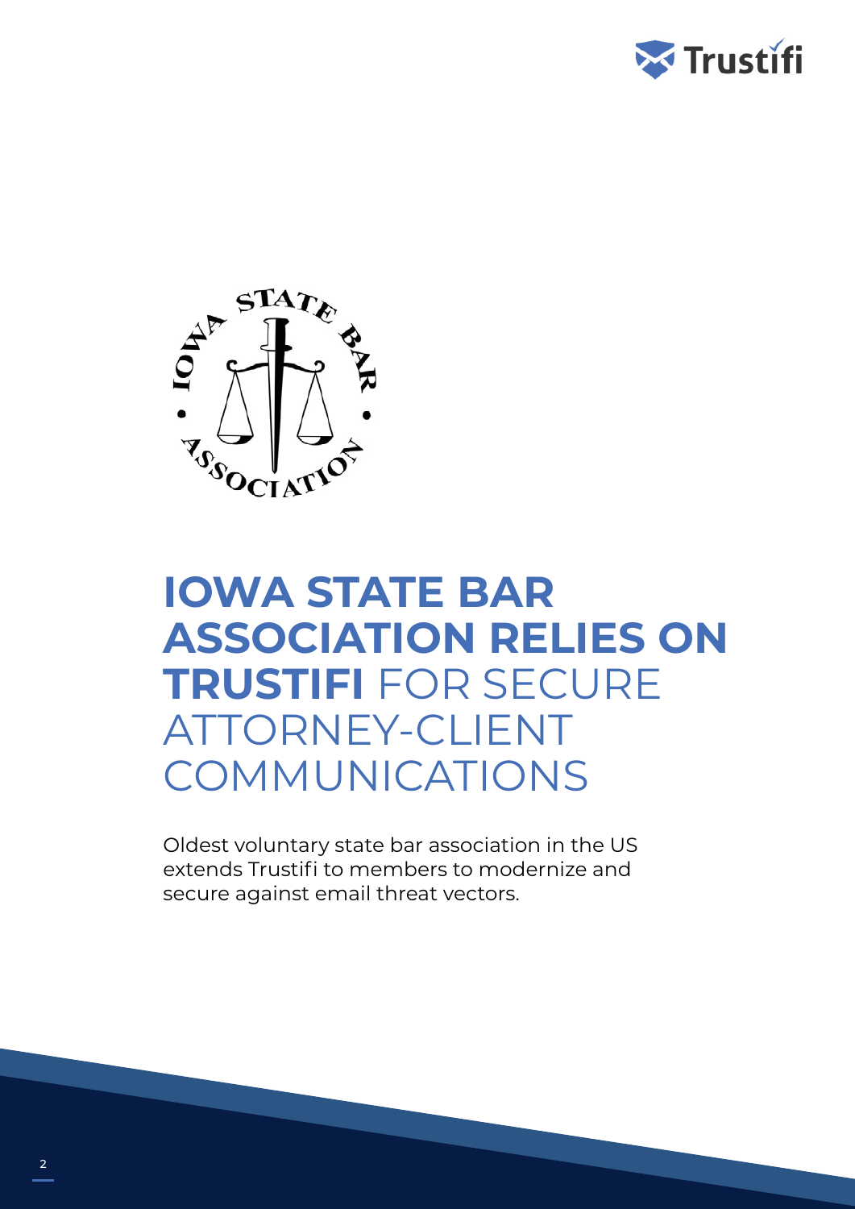# IOWA STATE BAR ASSOCIATION RELIES ON TRUSTIFI FOR SECURE ATTORNEY-CLIENT COMMUNICATIONS

Oldest voluntary state bar association in the US extends Trustifi to members to modernize and secure against email threat vectors.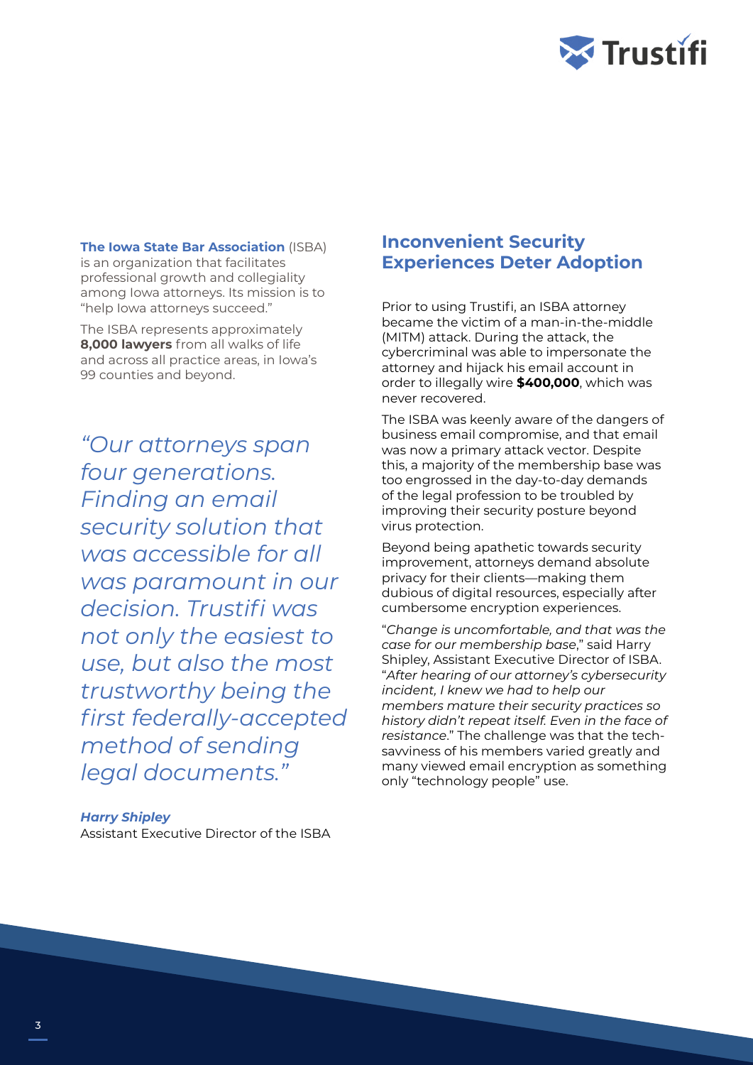**The Iowa State Bar Association** (ISBA) is an organization that facilitates professional growth and collegiality among Iowa attorneys. Its mission is to "help Iowa attorneys succeed."

The ISBA represents approximately **8,000 lawyers** from all walks of life and across all practice areas, in Iowa's 99 counties and beyond.

> *"Our attorneys span four generations. Finding an email security solution that was accessible for all was paramount in our decision. Trustifi was not only the easiest to use, but also the most trustworthy being the first federally-accepted method of sending legal documents."*
>
> ***Harry Shipley***
> Assistant Executive Director of the ISBA

## Inconvenient Security Experiences Deter Adoption

Prior to using Trustifi, an ISBA attorney became the victim of a man-in-the-middle (MITM) attack. During the attack, the cybercriminal was able to impersonate the attorney and hijack his email account in order to illegally wire **$400,000**, which was never recovered.

The ISBA was keenly aware of the dangers of business email compromise, and that email was now a primary attack vector. Despite this, a majority of the membership base was too engrossed in the day-to-day demands of the legal profession to be troubled by improving their security posture beyond virus protection.

Beyond being apathetic towards security improvement, attorneys demand absolute privacy for their clients—making them dubious of digital resources, especially after cumbersome encryption experiences.

"*Change is uncomfortable, and that was the case for our membership base*," said Harry Shipley, Assistant Executive Director of ISBA. "*After hearing of our attorney's cybersecurity incident, I knew we had to help our members mature their security practices so history didn't repeat itself. Even in the face of resistance.*" The challenge was that the tech-savviness of his members varied greatly and many viewed email encryption as something only "technology people" use.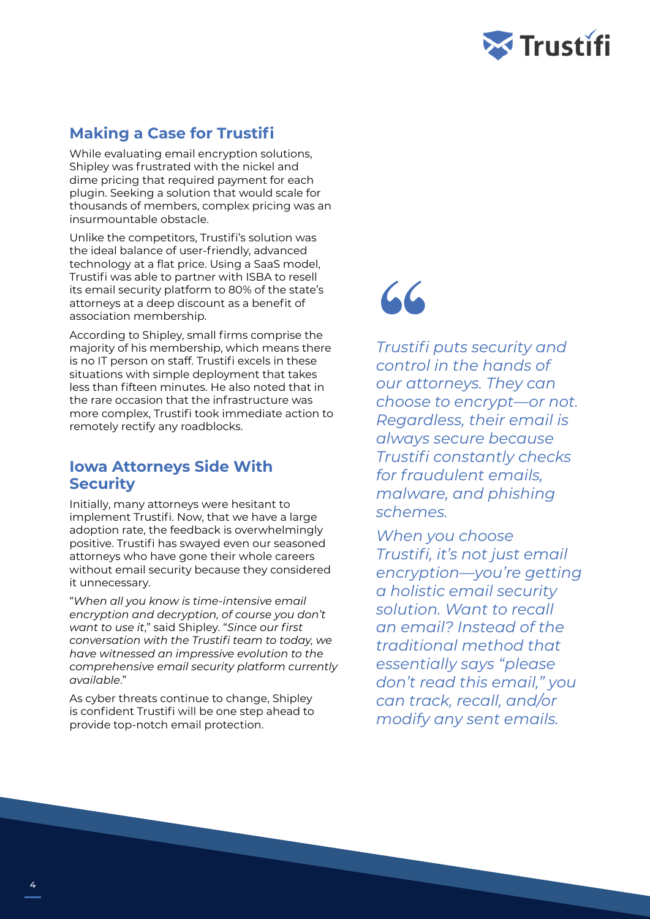## Making a Case for Trustifi

While evaluating email encryption solutions, Shipley was frustrated with the nickel and dime pricing that required payment for each plugin. Seeking a solution that would scale for thousands of members, complex pricing was an insurmountable obstacle.

Unlike the competitors, Trustifi's solution was the ideal balance of user-friendly, advanced technology at a flat price. Using a SaaS model, Trustifi was able to partner with ISBA to resell its email security platform to 80% of the state's attorneys at a deep discount as a benefit of association membership.

According to Shipley, small firms comprise the majority of his membership, which means there is no IT person on staff. Trustifi excels in these situations with simple deployment that takes less than fifteen minutes. He also noted that in the rare occasion that the infrastructure was more complex, Trustifi took immediate action to remotely rectify any roadblocks.

## Iowa Attorneys Side With Security

Initially, many attorneys were hesitant to implement Trustifi. Now, that we have a large adoption rate, the feedback is overwhelmingly positive. Trustifi has swayed even our seasoned attorneys who have gone their whole careers without email security because they considered it unnecessary.

"*When all you know is time-intensive email encryption and decryption, of course you don't want to use it*," said Shipley. "*Since our first conversation with the Trustifi team to today, we have witnessed an impressive evolution to the comprehensive email security platform currently available*."

As cyber threats continue to change, Shipley is confident Trustifi will be one step ahead to provide top-notch email protection.

> *Trustifi puts security and control in the hands of our attorneys. They can choose to encrypt—or not. Regardless, their email is always secure because Trustifi constantly checks for fraudulent emails, malware, and phishing schemes.*
>
> *When you choose Trustifi, it's not just email encryption—you're getting a holistic email security solution. Want to recall an email? Instead of the traditional method that essentially says "please don't read this email," you can track, recall, and/or modify any sent emails.*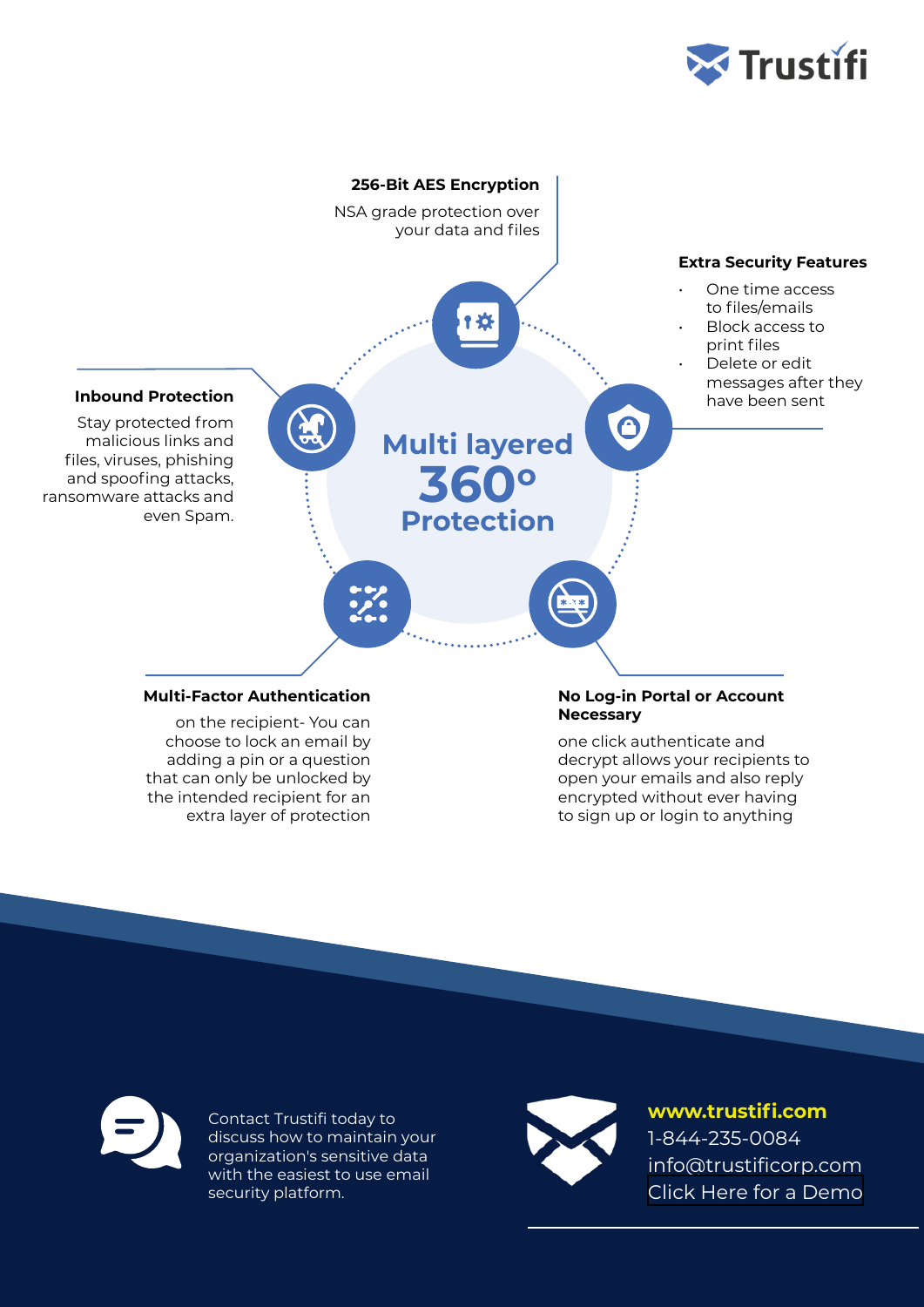# Multi layered 360° Protection

### 256-Bit AES Encryption

NSA grade protection over your data and files

### Extra Security Features

- One time access to files/emails
- Block access to print files
- Delete or edit messages after they have been sent

### Inbound Protection

Stay protected from malicious links and files, viruses, phishing and spoofing attacks, ransomware attacks and even Spam.

### Multi-Factor Authentication

on the recipient- You can choose to lock an email by adding a pin or a question that can only be unlocked by the intended recipient for an extra layer of protection

### No Log-in Portal or Account Necessary

one click authenticate and decrypt allows your recipients to open your emails and also reply encrypted without ever having to sign up or login to anything

---

Contact Trustifi today to discuss how to maintain your organization's sensitive data with the easiest to use email security platform.

**www.trustifi.com**
1-844-235-0084
info@trustificorp.com
Click Here for a Demo